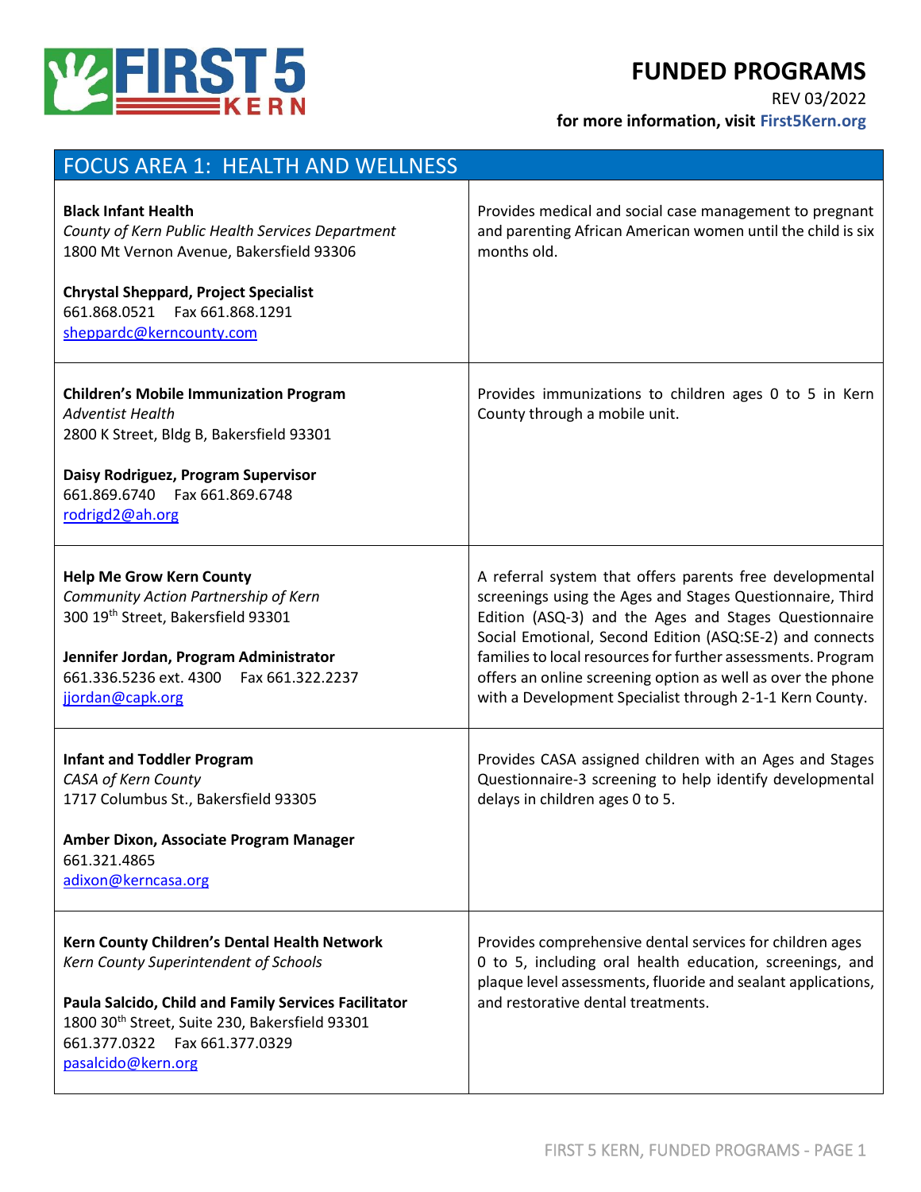# FUNDED PROGRAMS

REV 03/2022

**for more information, visit First5Kern.org**

## FOCUS AREA 1: HEALTH AND WELLNESS

| Program | Description |
|---|---|
| **Black Infant Health**<br>*County of Kern Public Health Services Department*<br>1800 Mt Vernon Avenue, Bakersfield 93306<br><br>**Chrystal Sheppard, Project Specialist**<br>661.868.0521 Fax 661.868.1291<br>sheppardc@kerncounty.com | Provides medical and social case management to pregnant and parenting African American women until the child is six months old. |
| **Children's Mobile Immunization Program**<br>*Adventist Health*<br>2800 K Street, Bldg B, Bakersfield 93301<br><br>**Daisy Rodriguez, Program Supervisor**<br>661.869.6740 Fax 661.869.6748<br>rodrigd2@ah.org | Provides immunizations to children ages 0 to 5 in Kern County through a mobile unit. |
| **Help Me Grow Kern County**<br>*Community Action Partnership of Kern*<br>300 19th Street, Bakersfield 93301<br><br>**Jennifer Jordan, Program Administrator**<br>661.336.5236 ext. 4300 Fax 661.322.2237<br>jjordan@capk.org | A referral system that offers parents free developmental screenings using the Ages and Stages Questionnaire, Third Edition (ASQ-3) and the Ages and Stages Questionnaire Social Emotional, Second Edition (ASQ:SE-2) and connects families to local resources for further assessments. Program offers an online screening option as well as over the phone with a Development Specialist through 2-1-1 Kern County. |
| **Infant and Toddler Program**<br>*CASA of Kern County*<br>1717 Columbus St., Bakersfield 93305<br><br>**Amber Dixon, Associate Program Manager**<br>661.321.4865<br>adixon@kerncasa.org | Provides CASA assigned children with an Ages and Stages Questionnaire-3 screening to help identify developmental delays in children ages 0 to 5. |
| **Kern County Children's Dental Health Network**<br>*Kern County Superintendent of Schools*<br><br>**Paula Salcido, Child and Family Services Facilitator**<br>1800 30th Street, Suite 230, Bakersfield 93301<br>661.377.0322 Fax 661.377.0329<br>pasalcido@kern.org | Provides comprehensive dental services for children ages 0 to 5, including oral health education, screenings, and plaque level assessments, fluoride and sealant applications, and restorative dental treatments. |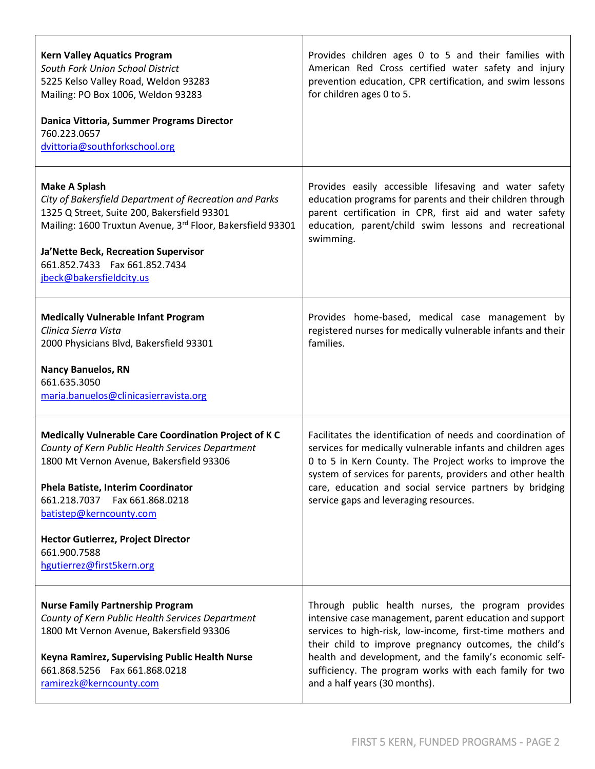| | |
|---|---|
| **Kern Valley Aquatics Program**<br>*South Fork Union School District*<br>5225 Kelso Valley Road, Weldon 93283<br>Mailing: PO Box 1006, Weldon 93283<br><br>**Danica Vittoria, Summer Programs Director**<br>760.223.0657<br>dvittoria@southforkschool.org | Provides children ages 0 to 5 and their families with American Red Cross certified water safety and injury prevention education, CPR certification, and swim lessons for children ages 0 to 5. |
| **Make A Splash**<br>*City of Bakersfield Department of Recreation and Parks*<br>1325 Q Street, Suite 200, Bakersfield 93301<br>Mailing: 1600 Truxtun Avenue, 3rd Floor, Bakersfield 93301<br><br>**Ja'Nette Beck, Recreation Supervisor**<br>661.852.7433 Fax 661.852.7434<br>jbeck@bakersfieldcity.us | Provides easily accessible lifesaving and water safety education programs for parents and their children through parent certification in CPR, first aid and water safety education, parent/child swim lessons and recreational swimming. |
| **Medically Vulnerable Infant Program**<br>*Clinica Sierra Vista*<br>2000 Physicians Blvd, Bakersfield 93301<br><br>**Nancy Banuelos, RN**<br>661.635.3050<br>maria.banuelos@clinicasierravista.org | Provides home-based, medical case management by registered nurses for medically vulnerable infants and their families. |
| **Medically Vulnerable Care Coordination Project of K C**<br>*County of Kern Public Health Services Department*<br>1800 Mt Vernon Avenue, Bakersfield 93306<br><br>**Phela Batiste, Interim Coordinator**<br>661.218.7037 Fax 661.868.0218<br>batistep@kerncounty.com<br><br>**Hector Gutierrez, Project Director**<br>661.900.7588<br>hgutierrez@first5kern.org | Facilitates the identification of needs and coordination of services for medically vulnerable infants and children ages 0 to 5 in Kern County. The Project works to improve the system of services for parents, providers and other health care, education and social service partners by bridging service gaps and leveraging resources. |
| **Nurse Family Partnership Program**<br>*County of Kern Public Health Services Department*<br>1800 Mt Vernon Avenue, Bakersfield 93306<br><br>**Keyna Ramirez, Supervising Public Health Nurse**<br>661.868.5256 Fax 661.868.0218<br>ramirezk@kerncounty.com | Through public health nurses, the program provides intensive case management, parent education and support services to high-risk, low-income, first-time mothers and their child to improve pregnancy outcomes, the child's health and development, and the family's economic self-sufficiency. The program works with each family for two and a half years (30 months). |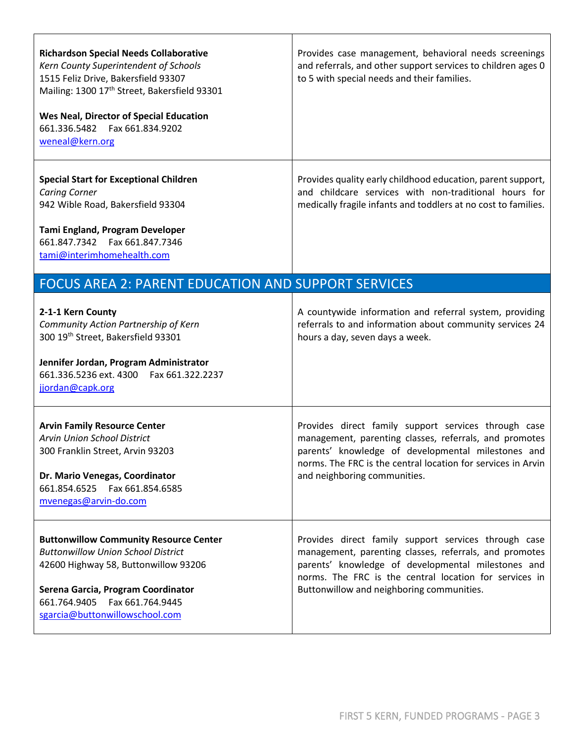| | |
|---|---|
| **Richardson Special Needs Collaborative**<br>*Kern County Superintendent of Schools*<br>1515 Feliz Drive, Bakersfield 93307<br>Mailing: 1300 17th Street, Bakersfield 93301<br><br>**Wes Neal, Director of Special Education**<br>661.336.5482 Fax 661.834.9202<br>weneal@kern.org | Provides case management, behavioral needs screenings and referrals, and other support services to children ages 0 to 5 with special needs and their families. |
| **Special Start for Exceptional Children**<br>*Caring Corner*<br>942 Wible Road, Bakersfield 93304<br><br>**Tami England, Program Developer**<br>661.847.7342 Fax 661.847.7346<br>tami@interimhomehealth.com | Provides quality early childhood education, parent support, and childcare services with non-traditional hours for medically fragile infants and toddlers at no cost to families. |

## FOCUS AREA 2: PARENT EDUCATION AND SUPPORT SERVICES

| | |
|---|---|
| **2-1-1 Kern County**<br>*Community Action Partnership of Kern*<br>300 19th Street, Bakersfield 93301<br><br>**Jennifer Jordan, Program Administrator**<br>661.336.5236 ext. 4300 Fax 661.322.2237<br>jjordan@capk.org | A countywide information and referral system, providing referrals to and information about community services 24 hours a day, seven days a week. |
| **Arvin Family Resource Center**<br>*Arvin Union School District*<br>300 Franklin Street, Arvin 93203<br><br>**Dr. Mario Venegas, Coordinator**<br>661.854.6525 Fax 661.854.6585<br>mvenegas@arvin-do.com | Provides direct family support services through case management, parenting classes, referrals, and promotes parents' knowledge of developmental milestones and norms. The FRC is the central location for services in Arvin and neighboring communities. |
| **Buttonwillow Community Resource Center**<br>*Buttonwillow Union School District*<br>42600 Highway 58, Buttonwillow 93206<br><br>**Serena Garcia, Program Coordinator**<br>661.764.9405 Fax 661.764.9445<br>sgarcia@buttonwillowschool.com | Provides direct family support services through case management, parenting classes, referrals, and promotes parents' knowledge of developmental milestones and norms. The FRC is the central location for services in Buttonwillow and neighboring communities. |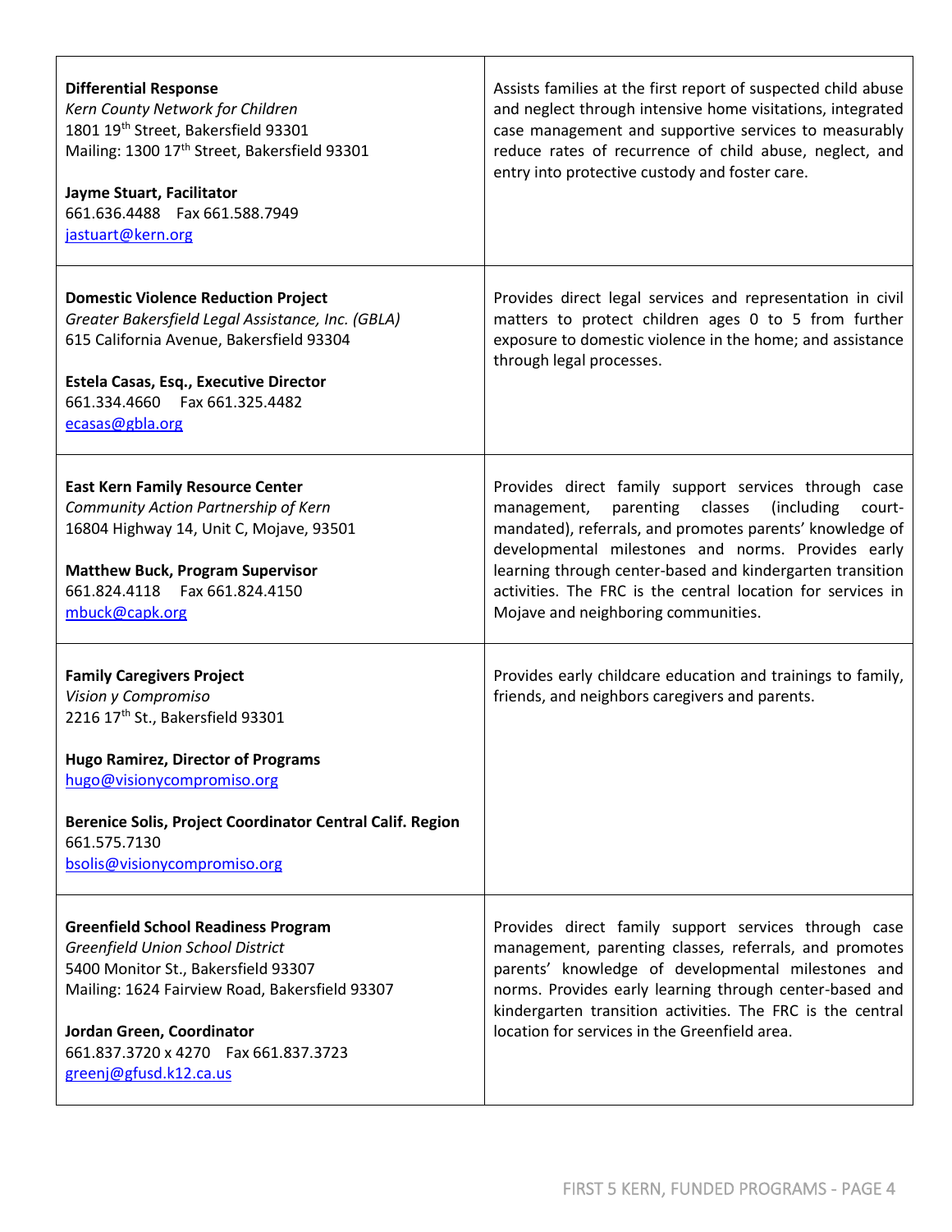| | |
|---|---|
| **Differential Response**<br>*Kern County Network for Children*<br>1801 19th Street, Bakersfield 93301<br>Mailing: 1300 17th Street, Bakersfield 93301<br><br>**Jayme Stuart, Facilitator**<br>661.636.4488 Fax 661.588.7949<br>jastuart@kern.org | Assists families at the first report of suspected child abuse and neglect through intensive home visitations, integrated case management and supportive services to measurably reduce rates of recurrence of child abuse, neglect, and entry into protective custody and foster care. |
| **Domestic Violence Reduction Project**<br>*Greater Bakersfield Legal Assistance, Inc. (GBLA)*<br>615 California Avenue, Bakersfield 93304<br><br>**Estela Casas, Esq., Executive Director**<br>661.334.4660 Fax 661.325.4482<br>ecasas@gbla.org | Provides direct legal services and representation in civil matters to protect children ages 0 to 5 from further exposure to domestic violence in the home; and assistance through legal processes. |
| **East Kern Family Resource Center**<br>*Community Action Partnership of Kern*<br>16804 Highway 14, Unit C, Mojave, 93501<br><br>**Matthew Buck, Program Supervisor**<br>661.824.4118 Fax 661.824.4150<br>mbuck@capk.org | Provides direct family support services through case management, parenting classes (including court-mandated), referrals, and promotes parents' knowledge of developmental milestones and norms. Provides early learning through center-based and kindergarten transition activities. The FRC is the central location for services in Mojave and neighboring communities. |
| **Family Caregivers Project**<br>*Vision y Compromiso*<br>2216 17th St., Bakersfield 93301<br><br>**Hugo Ramirez, Director of Programs**<br>hugo@visionycompromiso.org<br><br>**Berenice Solis, Project Coordinator Central Calif. Region**<br>661.575.7130<br>bsolis@visionycompromiso.org | Provides early childcare education and trainings to family, friends, and neighbors caregivers and parents. |
| **Greenfield School Readiness Program**<br>*Greenfield Union School District*<br>5400 Monitor St., Bakersfield 93307<br>Mailing: 1624 Fairview Road, Bakersfield 93307<br><br>**Jordan Green, Coordinator**<br>661.837.3720 x 4270 Fax 661.837.3723<br>greenj@gfusd.k12.ca.us | Provides direct family support services through case management, parenting classes, referrals, and promotes parents' knowledge of developmental milestones and norms. Provides early learning through center-based and kindergarten transition activities. The FRC is the central location for services in the Greenfield area. |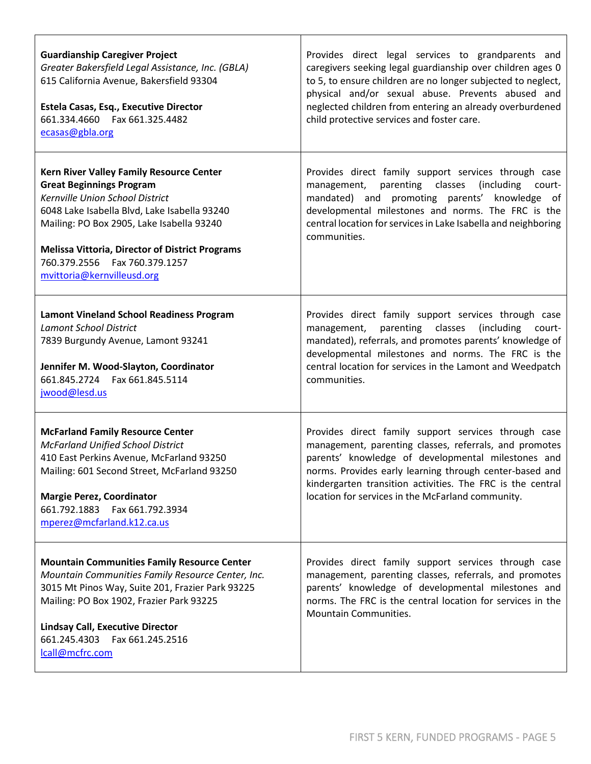| | |
|---|---|
| **Guardianship Caregiver Project**<br>*Greater Bakersfield Legal Assistance, Inc. (GBLA)*<br>615 California Avenue, Bakersfield 93304<br><br>**Estela Casas, Esq., Executive Director**<br>661.334.4660 Fax 661.325.4482<br>ecasas@gbla.org | Provides direct legal services to grandparents and caregivers seeking legal guardianship over children ages 0 to 5, to ensure children are no longer subjected to neglect, physical and/or sexual abuse. Prevents abused and neglected children from entering an already overburdened child protective services and foster care. |
| **Kern River Valley Family Resource Center**<br>**Great Beginnings Program**<br>*Kernville Union School District*<br>6048 Lake Isabella Blvd, Lake Isabella 93240<br>Mailing: PO Box 2905, Lake Isabella 93240<br><br>**Melissa Vittoria, Director of District Programs**<br>760.379.2556 Fax 760.379.1257<br>mvittoria@kernvilleusd.org | Provides direct family support services through case management, parenting classes (including court-mandated) and promoting parents' knowledge of developmental milestones and norms. The FRC is the central location for services in Lake Isabella and neighboring communities. |
| **Lamont Vineland School Readiness Program**<br>*Lamont School District*<br>7839 Burgundy Avenue, Lamont 93241<br><br>**Jennifer M. Wood-Slayton, Coordinator**<br>661.845.2724 Fax 661.845.5114<br>jwood@lesd.us | Provides direct family support services through case management, parenting classes (including court-mandated), referrals, and promotes parents' knowledge of developmental milestones and norms. The FRC is the central location for services in the Lamont and Weedpatch communities. |
| **McFarland Family Resource Center**<br>*McFarland Unified School District*<br>410 East Perkins Avenue, McFarland 93250<br>Mailing: 601 Second Street, McFarland 93250<br><br>**Margie Perez, Coordinator**<br>661.792.1883 Fax 661.792.3934<br>mperez@mcfarland.k12.ca.us | Provides direct family support services through case management, parenting classes, referrals, and promotes parents' knowledge of developmental milestones and norms. Provides early learning through center-based and kindergarten transition activities. The FRC is the central location for services in the McFarland community. |
| **Mountain Communities Family Resource Center**<br>*Mountain Communities Family Resource Center, Inc.*<br>3015 Mt Pinos Way, Suite 201, Frazier Park 93225<br>Mailing: PO Box 1902, Frazier Park 93225<br><br>**Lindsay Call, Executive Director**<br>661.245.4303 Fax 661.245.2516<br>lcall@mcfrc.com | Provides direct family support services through case management, parenting classes, referrals, and promotes parents' knowledge of developmental milestones and norms. The FRC is the central location for services in the Mountain Communities. |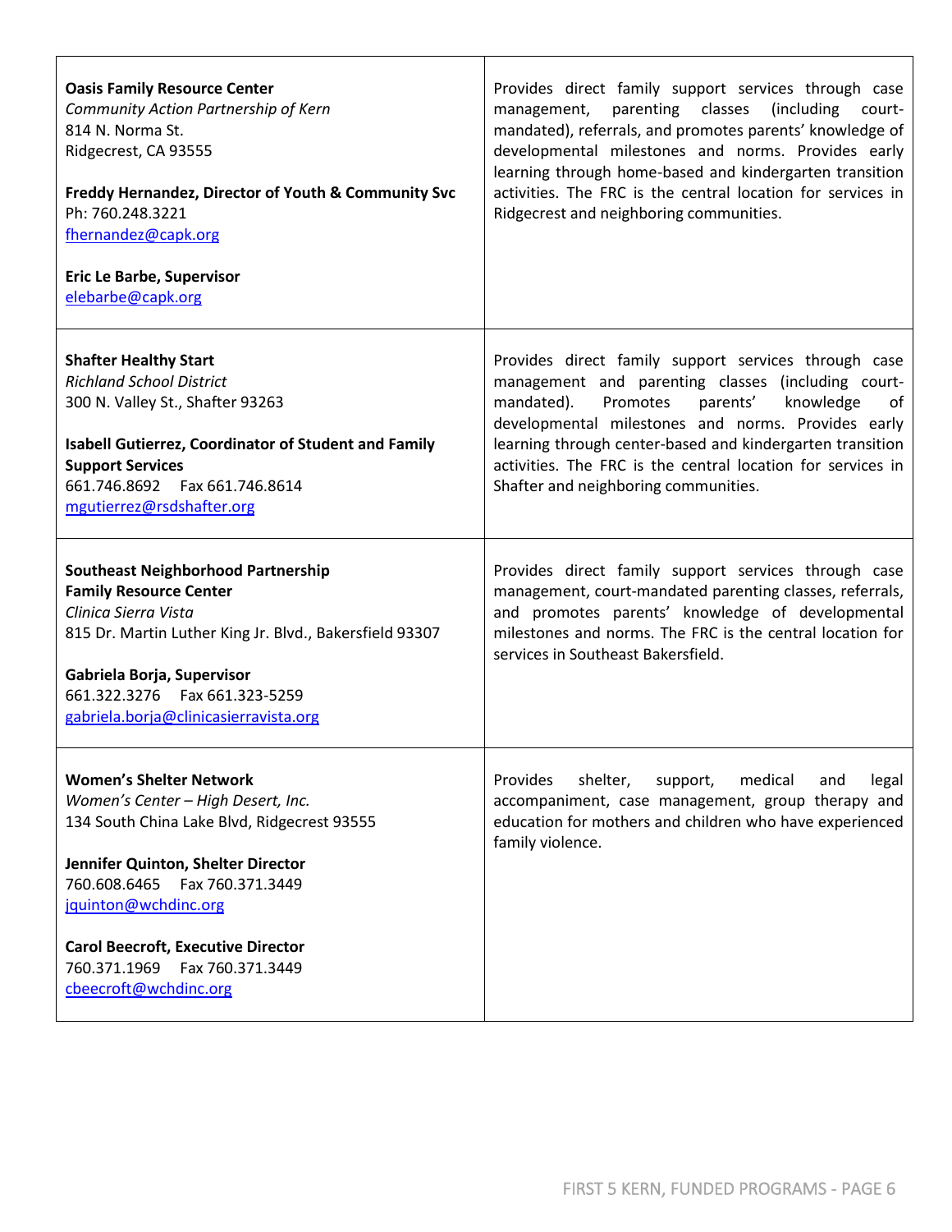| | |
|---|---|
| **Oasis Family Resource Center**<br>*Community Action Partnership of Kern*<br>814 N. Norma St.<br>Ridgecrest, CA 93555<br><br>**Freddy Hernandez, Director of Youth & Community Svc**<br>Ph: 760.248.3221<br>fhernandez@capk.org<br><br>**Eric Le Barbe, Supervisor**<br>elebarbe@capk.org | Provides direct family support services through case management, parenting classes (including court-mandated), referrals, and promotes parents' knowledge of developmental milestones and norms. Provides early learning through home-based and kindergarten transition activities. The FRC is the central location for services in Ridgecrest and neighboring communities. |
| **Shafter Healthy Start**<br>*Richland School District*<br>300 N. Valley St., Shafter 93263<br><br>**Isabell Gutierrez, Coordinator of Student and Family Support Services**<br>661.746.8692 Fax 661.746.8614<br>mgutierrez@rsdshafter.org | Provides direct family support services through case management and parenting classes (including court-mandated). Promotes parents' knowledge of developmental milestones and norms. Provides early learning through center-based and kindergarten transition activities. The FRC is the central location for services in Shafter and neighboring communities. |
| **Southeast Neighborhood Partnership Family Resource Center**<br>*Clinica Sierra Vista*<br>815 Dr. Martin Luther King Jr. Blvd., Bakersfield 93307<br><br>**Gabriela Borja, Supervisor**<br>661.322.3276 Fax 661.323-5259<br>gabriela.borja@clinicasierravista.org | Provides direct family support services through case management, court-mandated parenting classes, referrals, and promotes parents' knowledge of developmental milestones and norms. The FRC is the central location for services in Southeast Bakersfield. |
| **Women's Shelter Network**<br>*Women's Center – High Desert, Inc.*<br>134 South China Lake Blvd, Ridgecrest 93555<br><br>**Jennifer Quinton, Shelter Director**<br>760.608.6465 Fax 760.371.3449<br>jquinton@wchdinc.org<br><br>**Carol Beecroft, Executive Director**<br>760.371.1969 Fax 760.371.3449<br>cbeecroft@wchdinc.org | Provides shelter, support, medical and legal accompaniment, case management, group therapy and education for mothers and children who have experienced family violence. |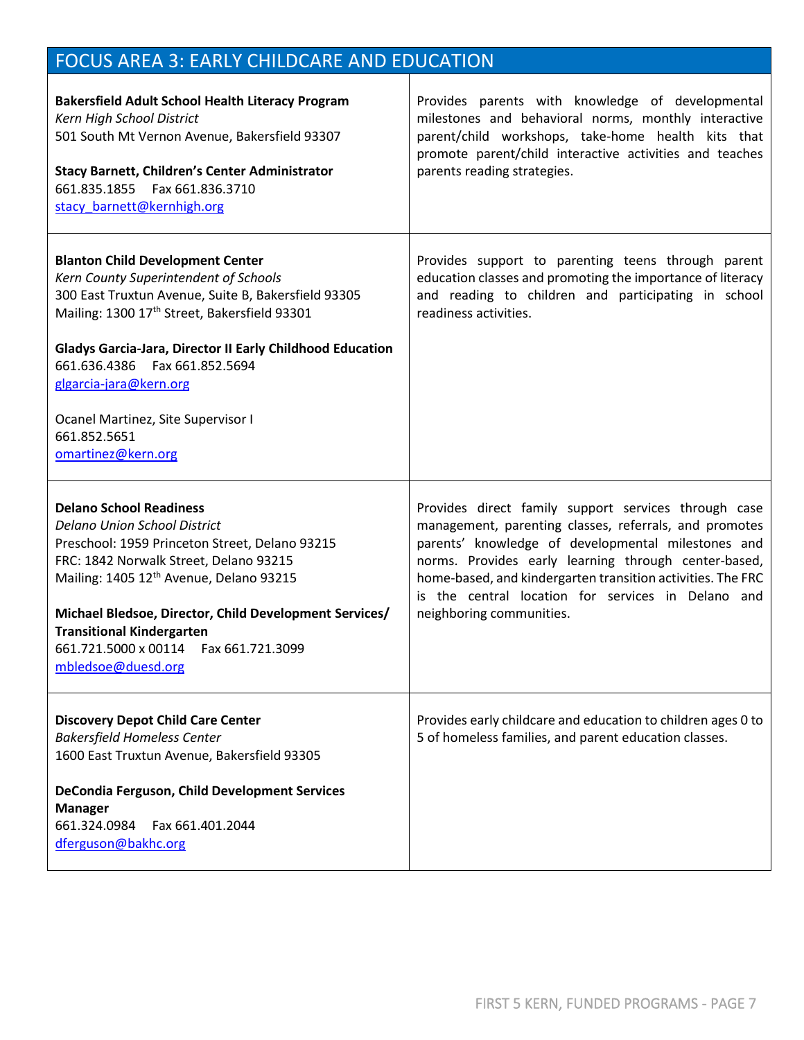## FOCUS AREA 3: EARLY CHILDCARE AND EDUCATION

| Program / Contact | Description |
|---|---|
| **Bakersfield Adult School Health Literacy Program**<br>*Kern High School District*<br>501 South Mt Vernon Avenue, Bakersfield 93307<br><br>**Stacy Barnett, Children's Center Administrator**<br>661.835.1855 Fax 661.836.3710<br>stacy_barnett@kernhigh.org | Provides parents with knowledge of developmental milestones and behavioral norms, monthly interactive parent/child workshops, take-home health kits that promote parent/child interactive activities and teaches parents reading strategies. |
| **Blanton Child Development Center**<br>*Kern County Superintendent of Schools*<br>300 East Truxtun Avenue, Suite B, Bakersfield 93305<br>Mailing: 1300 17th Street, Bakersfield 93301<br><br>**Gladys Garcia-Jara, Director II Early Childhood Education**<br>661.636.4386 Fax 661.852.5694<br>glgarcia-jara@kern.org<br><br>Ocanel Martinez, Site Supervisor I<br>661.852.5651<br>omartinez@kern.org | Provides support to parenting teens through parent education classes and promoting the importance of literacy and reading to children and participating in school readiness activities. |
| **Delano School Readiness**<br>*Delano Union School District*<br>Preschool: 1959 Princeton Street, Delano 93215<br>FRC: 1842 Norwalk Street, Delano 93215<br>Mailing: 1405 12th Avenue, Delano 93215<br><br>**Michael Bledsoe, Director, Child Development Services/ Transitional Kindergarten**<br>661.721.5000 x 00114 Fax 661.721.3099<br>mbledsoe@duesd.org | Provides direct family support services through case management, parenting classes, referrals, and promotes parents' knowledge of developmental milestones and norms. Provides early learning through center-based, home-based, and kindergarten transition activities. The FRC is the central location for services in Delano and neighboring communities. |
| **Discovery Depot Child Care Center**<br>*Bakersfield Homeless Center*<br>1600 East Truxtun Avenue, Bakersfield 93305<br><br>**DeCondia Ferguson, Child Development Services Manager**<br>661.324.0984 Fax 661.401.2044<br>dferguson@bakhc.org | Provides early childcare and education to children ages 0 to 5 of homeless families, and parent education classes. |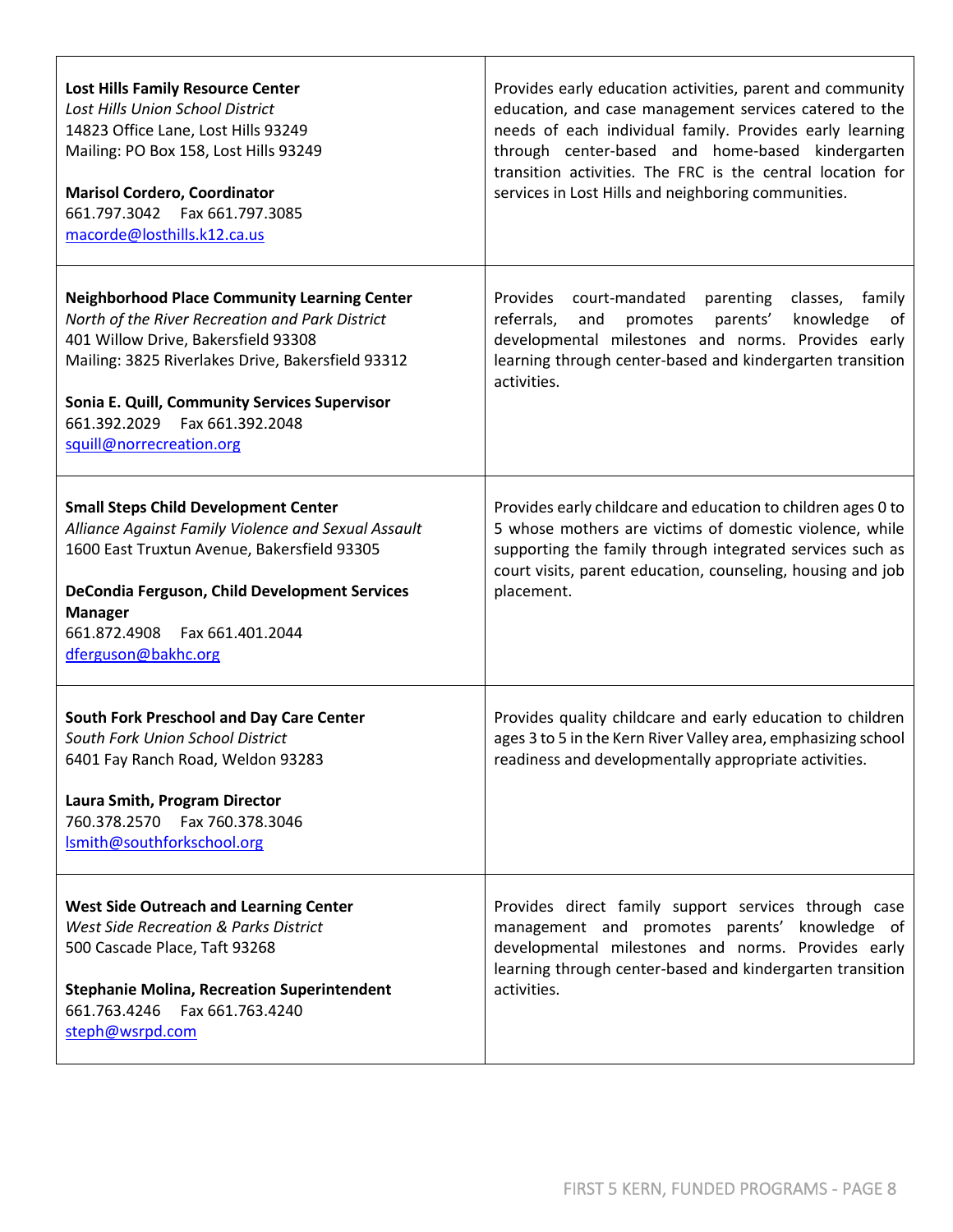| | |
|---|---|
| **Lost Hills Family Resource Center**<br>*Lost Hills Union School District*<br>14823 Office Lane, Lost Hills 93249<br>Mailing: PO Box 158, Lost Hills 93249<br><br>**Marisol Cordero, Coordinator**<br>661.797.3042 Fax 661.797.3085<br>macorde@losthills.k12.ca.us | Provides early education activities, parent and community education, and case management services catered to the needs of each individual family. Provides early learning through center-based and home-based kindergarten transition activities. The FRC is the central location for services in Lost Hills and neighboring communities. |
| **Neighborhood Place Community Learning Center**<br>*North of the River Recreation and Park District*<br>401 Willow Drive, Bakersfield 93308<br>Mailing: 3825 Riverlakes Drive, Bakersfield 93312<br><br>**Sonia E. Quill, Community Services Supervisor**<br>661.392.2029 Fax 661.392.2048<br>squill@norrecreation.org | Provides court-mandated parenting classes, family referrals, and promotes parents' knowledge of developmental milestones and norms. Provides early learning through center-based and kindergarten transition activities. |
| **Small Steps Child Development Center**<br>*Alliance Against Family Violence and Sexual Assault*<br>1600 East Truxtun Avenue, Bakersfield 93305<br><br>**DeCondia Ferguson, Child Development Services Manager**<br>661.872.4908 Fax 661.401.2044<br>dferguson@bakhc.org | Provides early childcare and education to children ages 0 to 5 whose mothers are victims of domestic violence, while supporting the family through integrated services such as court visits, parent education, counseling, housing and job placement. |
| **South Fork Preschool and Day Care Center**<br>*South Fork Union School District*<br>6401 Fay Ranch Road, Weldon 93283<br><br>**Laura Smith, Program Director**<br>760.378.2570 Fax 760.378.3046<br>lsmith@southforkschool.org | Provides quality childcare and early education to children ages 3 to 5 in the Kern River Valley area, emphasizing school readiness and developmentally appropriate activities. |
| **West Side Outreach and Learning Center**<br>*West Side Recreation & Parks District*<br>500 Cascade Place, Taft 93268<br><br>**Stephanie Molina, Recreation Superintendent**<br>661.763.4246 Fax 661.763.4240<br>steph@wsrpd.com | Provides direct family support services through case management and promotes parents' knowledge of developmental milestones and norms. Provides early learning through center-based and kindergarten transition activities. |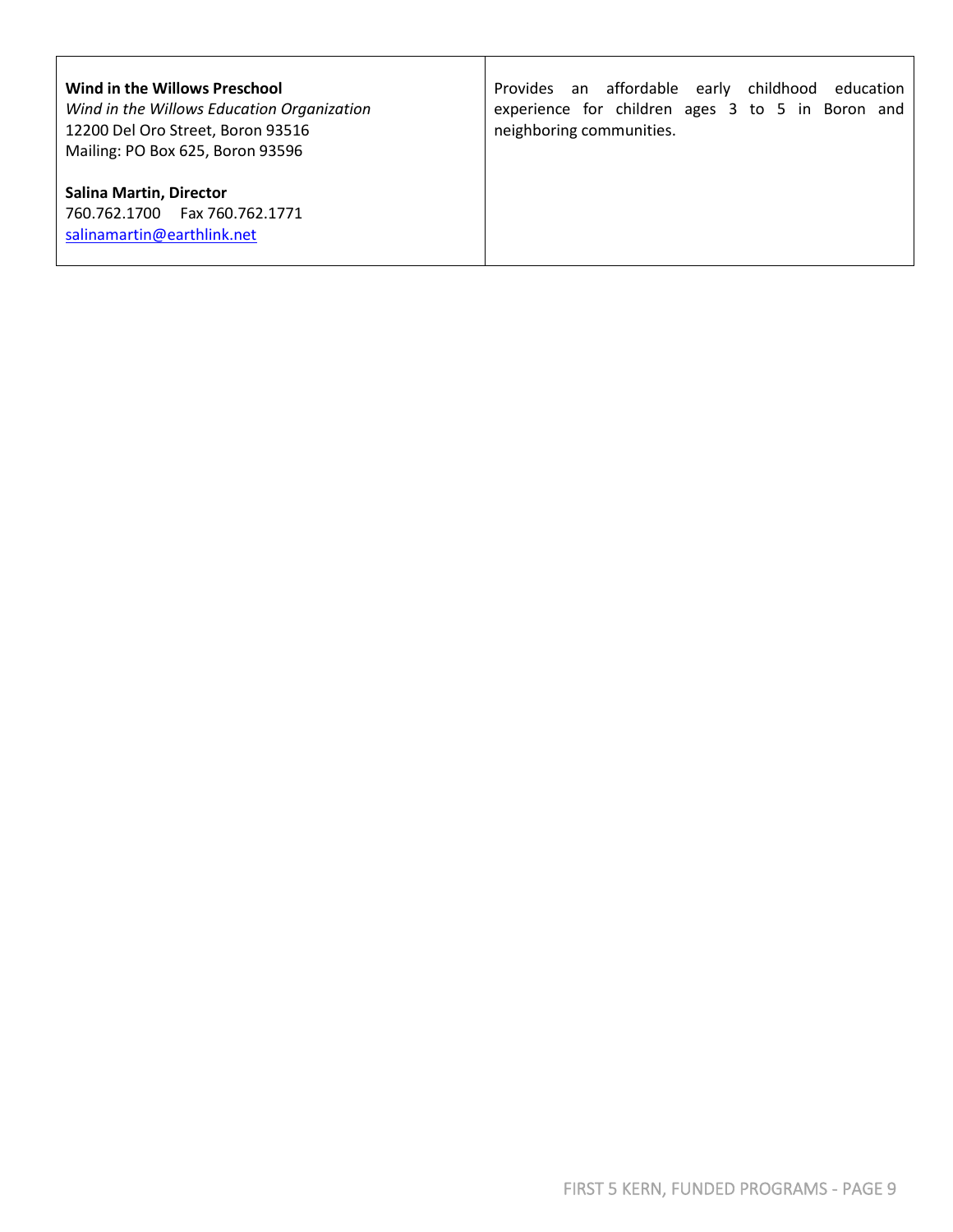| | |
|---|---|
| **Wind in the Willows Preschool**<br>*Wind in the Willows Education Organization*<br>12200 Del Oro Street, Boron 93516<br>Mailing: PO Box 625, Boron 93596<br><br>**Salina Martin, Director**<br>760.762.1700 Fax 760.762.1771<br>salinamartin@earthlink.net | Provides an affordable early childhood education experience for children ages 3 to 5 in Boron and neighboring communities. |